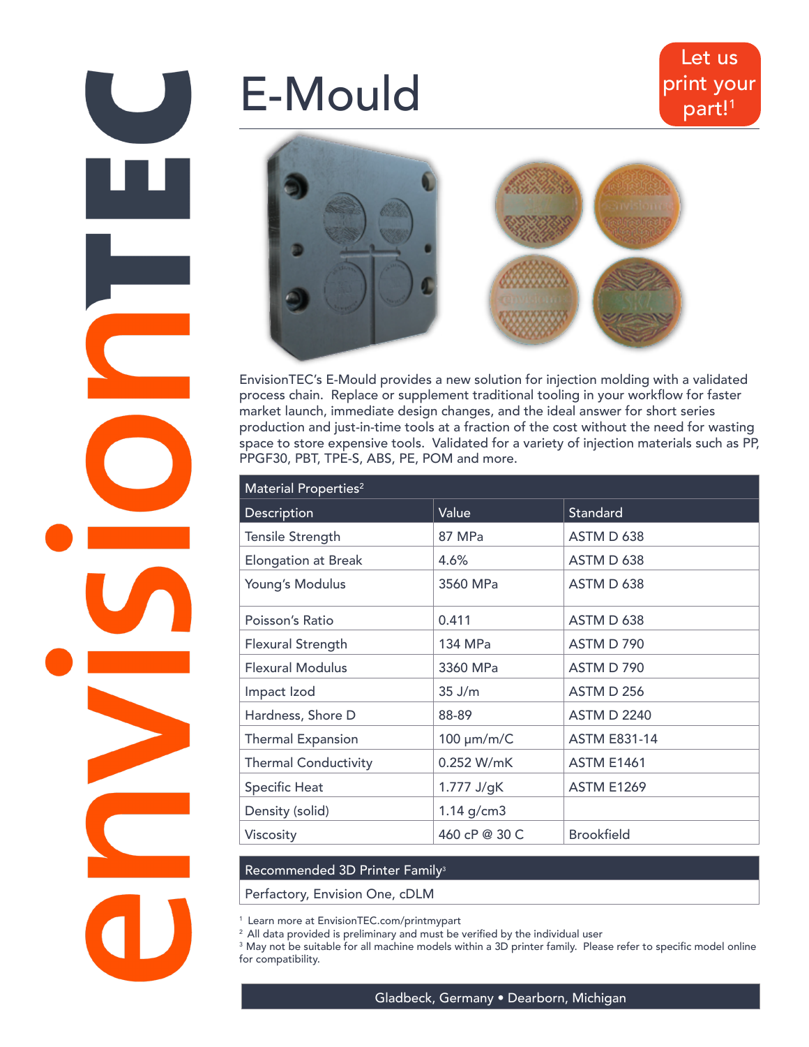# E-Mould

Let us print your part![1]

EnvisionTEC's E-Mould provides a new solution for injection molding with a validated process chain. Replace or supplement traditional tooling in your workflow for faster market launch, immediate design changes, and the ideal answer for short series production and just-in-time tools at a fraction of the cost without the need for wasting space to store expensive tools. Validated for a variety of injection materials such as PP, PPGF30, PBT, TPE-S, ABS, PE, POM and more.

| Material Properties[2] | | |
|---|---|---|
| **Description** | **Value** | **Standard** |
| Tensile Strength | 87 MPa | ASTM D 638 |
| Elongation at Break | 4.6% | ASTM D 638 |
| Young's Modulus | 3560 MPa | ASTM D 638 |
| Poisson's Ratio | 0.411 | ASTM D 638 |
| Flexural Strength | 134 MPa | ASTM D 790 |
| Flexural Modulus | 3360 MPa | ASTM D 790 |
| Impact Izod | 35 J/m | ASTM D 256 |
| Hardness, Shore D | 88-89 | ASTM D 2240 |
| Thermal Expansion | 100 µm/m/C | ASTM E831-14 |
| Thermal Conductivity | 0.252 W/mK | ASTM E1461 |
| Specific Heat | 1.777 J/gK | ASTM E1269 |
| Density (solid) | 1.14 g/cm3 | |
| Viscosity | 460 cP @ 30 C | Brookfield |

| Recommended 3D Printer Family[3] |
|---|
| Perfactory, Envision One, cDLM |

[1] Learn more at EnvisionTEC.com/printmypart

[2] All data provided is preliminary and must be verified by the individual user

[3] May not be suitable for all machine models within a 3D printer family. Please refer to specific model online for compatibility.

Gladbeck, Germany • Dearborn, Michigan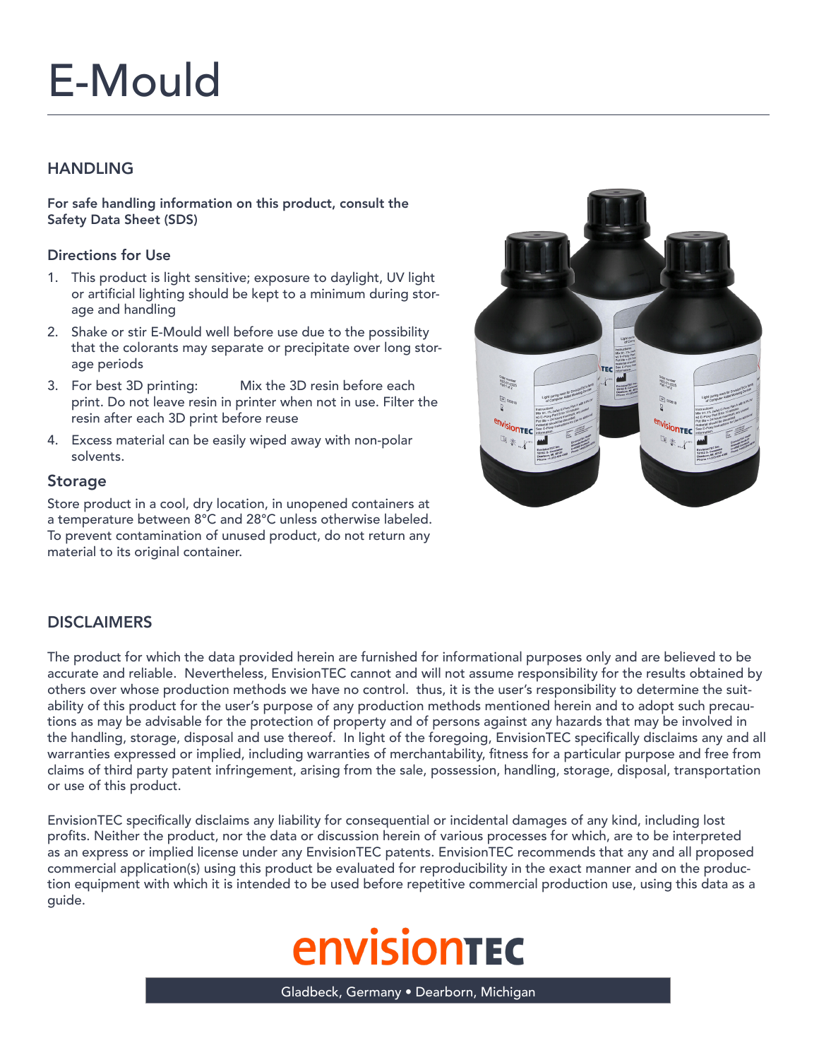# E-Mould

## HANDLING

**For safe handling information on this product, consult the Safety Data Sheet (SDS)**

### Directions for Use

1. This product is light sensitive; exposure to daylight, UV light or artificial lighting should be kept to a minimum during storage and handling
2. Shake or stir E-Mould well before use due to the possibility that the colorants may separate or precipitate over long storage periods
3. For best 3D printing: Mix the 3D resin before each print. Do not leave resin in printer when not in use. Filter the resin after each 3D print before reuse
4. Excess material can be easily wiped away with non-polar solvents.

### Storage

Store product in a cool, dry location, in unopened containers at a temperature between 8°C and 28°C unless otherwise labeled. To prevent contamination of unused product, do not return any material to its original container.

## DISCLAIMERS

The product for which the data provided herein are furnished for informational purposes only and are believed to be accurate and reliable. Nevertheless, EnvisionTEC cannot and will not assume responsibility for the results obtained by others over whose production methods we have no control. thus, it is the user's responsibility to determine the suitability of this product for the user's purpose of any production methods mentioned herein and to adopt such precautions as may be advisable for the protection of property and of persons against any hazards that may be involved in the handling, storage, disposal and use thereof. In light of the foregoing, EnvisionTEC specifically disclaims any and all warranties expressed or implied, including warranties of merchantability, fitness for a particular purpose and free from claims of third party patent infringement, arising from the sale, possession, handling, storage, disposal, transportation or use of this product.

EnvisionTEC specifically disclaims any liability for consequential or incidental damages of any kind, including lost profits. Neither the product, nor the data or discussion herein of various processes for which, are to be interpreted as an express or implied license under any EnvisionTEC patents. EnvisionTEC recommends that any and all proposed commercial application(s) using this product be evaluated for reproducibility in the exact manner and on the production equipment with which it is intended to be used before repetitive commercial production use, using this data as a guide.

envisionTEC

Gladbeck, Germany • Dearborn, Michigan